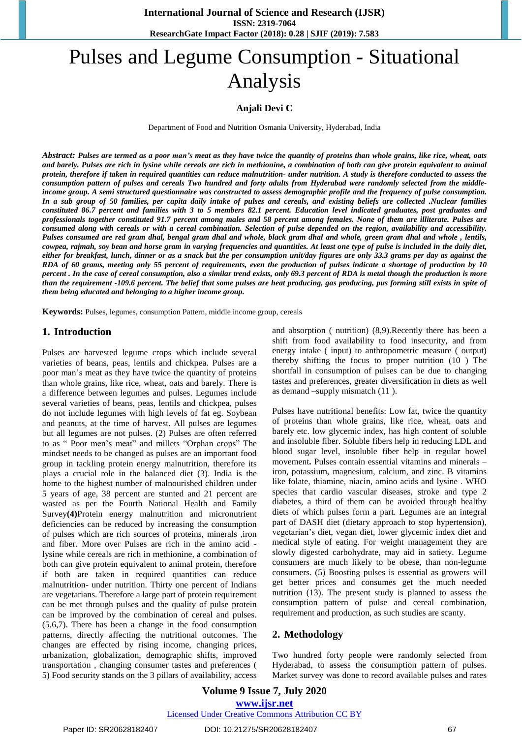# Pulses and Legume Consumption - Situational Analysis

**Anjali Devi C**

Department of Food and Nutrition Osmania University, Hyderabad, India

***Abstract:*** ***Pulses are termed as a poor man's meat as they have twice the quantity of proteins than whole grains, like rice, wheat, oats and barely. Pulses are rich in lysine while cereals are rich in methionine, a combination of both can give protein equivalent to animal protein, therefore if taken in required quantities can reduce malnutrition- under nutrition. A study is therefore conducted to assess the consumption pattern of pulses and cereals Two hundred and forty adults from Hyderabad were randomly selected from the middle-income group. A semi structured questionnaire was constructed to assess demographic profile and the frequency of pulse consumption. In a sub group of 50 families, per capita daily intake of pulses and cereals, and existing beliefs are collected .Nuclear families constituted 86.7 percent and families with 3 to 5 members 82.1 percent. Education level indicated graduates, post graduates and professionals together constituted 91.7 percent among males and 58 percent among females. None of them are illiterate. Pulses are consumed along with cereals or with a cereal combination. Selection of pulse depended on the region, availability and accessibility. Pulses consumed are red gram dhal, bengal gram dhal and whole, black gram dhal and whole, green gram dhal and whole , lentils, cowpea, rajmah, soy bean and horse gram in varying frequencies and quantities. At least one type of pulse is included in the daily diet, either for breakfast, lunch, dinner or as a snack but the per consumption unit/day figures are only 33.3 grams per day as against the RDA of 60 grams, meeting only 55 percent of requirements, even the production of pulses indicate a shortage of production by 10 percent . In the case of cereal consumption, also a similar trend exists, only 69.3 percent of RDA is metal though the production is more than the requirement -109.6 percent. The belief that some pulses are heat producing, gas producing, pus forming still exists in spite of them being educated and belonging to a higher income group.***

**Keywords:** Pulses, legumes, consumption Pattern, middle income group, cereals

## 1. Introduction

Pulses are harvested legume crops which include several varieties of beans, peas, lentils and chickpea. Pulses are a poor man's meat as they have twice the quantity of proteins than whole grains, like rice, wheat, oats and barely. There is a difference between legumes and pulses. Legumes include several varieties of beans, peas, lentils and chickpea, pulses do not include legumes with high levels of fat eg. Soybean and peanuts, at the time of harvest. All pulses are legumes but all legumes are not pulses. (2) Pulses are often referred to as " Poor men's meat" and millets "Orphan crops" The mindset needs to be changed as pulses are an important food group in tackling protein energy malnutrition, therefore its plays a crucial role in the balanced diet (3). India is the home to the highest number of malnourished children under 5 years of age, 38 percent are stunted and 21 percent are wasted as per the Fourth National Health and Family Survey**(4)**Protein energy malnutrition and micronutrient deficiencies can be reduced by increasing the consumption of pulses which are rich sources of proteins, minerals ,iron and fiber. More over Pulses are rich in the amino acid - lysine while cereals are rich in methionine, a combination of both can give protein equivalent to animal protein, therefore if both are taken in required quantities can reduce malnutrition- under nutrition. Thirty one percent of Indians are vegetarians. Therefore a large part of protein requirement can be met through pulses and the quality of pulse protein can be improved by the combination of cereal and pulses. (5,6,7). There has been a change in the food consumption patterns, directly affecting the nutritional outcomes. The changes are effected by rising income, changing prices, urbanization, globalization, demographic shifts, improved transportation , changing consumer tastes and preferences ( 5) Food security stands on the 3 pillars of availability, access and absorption ( nutrition) (8,9).Recently there has been a shift from food availability to food insecurity, and from energy intake ( input) to anthropometric measure ( output) thereby shifting the focus to proper nutrition (10 ) The shortfall in consumption of pulses can be due to changing tastes and preferences, greater diversification in diets as well as demand –supply mismatch (11 ).

Pulses have nutritional benefits: Low fat, twice the quantity of proteins than whole grains, like rice, wheat, oats and barely etc. low glycemic index, has high content of soluble and insoluble fiber. Soluble fibers help in reducing LDL and blood sugar level, insoluble fiber help in regular bowel movement**.** Pulses contain essential vitamins and minerals – iron, potassium, magnesium, calcium, and zinc. B vitamins like folate, thiamine, niacin, amino acids and lysine . WHO species that cardio vascular diseases, stroke and type 2 diabetes, a third of them can be avoided through healthy diets of which pulses form a part. Legumes are an integral part of DASH diet (dietary approach to stop hypertension), vegetarian's diet, vegan diet, lower glycemic index diet and medical style of eating. For weight management they are slowly digested carbohydrate, may aid in satiety. Legume consumers are much likely to be obese, than non-legume consumers. (5) Boosting pulses is essential as growers will get better prices and consumes get the much needed nutrition (13). The present study is planned to assess the consumption pattern of pulse and cereal combination, requirement and production, as such studies are scanty.

## 2. Methodology

Two hundred forty people were randomly selected from Hyderabad, to assess the consumption pattern of pulses. Market survey was done to record available pulses and rates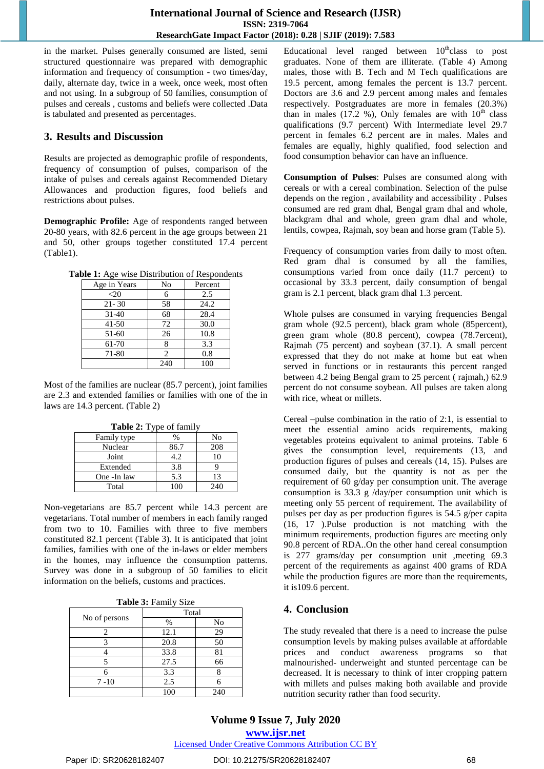in the market. Pulses generally consumed are listed, semi structured questionnaire was prepared with demographic information and frequency of consumption - two times/day, daily, alternate day, twice in a week, once week, most often and not using. In a subgroup of 50 families, consumption of pulses and cereals , customs and beliefs were collected .Data is tabulated and presented as percentages.

## 3. Results and Discussion

Results are projected as demographic profile of respondents, frequency of consumption of pulses, comparison of the intake of pulses and cereals against Recommended Dietary Allowances and production figures, food beliefs and restrictions about pulses.

**Demographic Profile:** Age of respondents ranged between 20-80 years, with 82.6 percent in the age groups between 21 and 50, other groups together constituted 17.4 percent (Table1).

**Table 1:** Age wise Distribution of Respondents

| Age in Years | No | Percent |
|---|---|---|
| <20 | 6 | 2.5 |
| 21- 30 | 58 | 24.2 |
| 31-40 | 68 | 28.4 |
| 41-50 | 72 | 30.0 |
| 51-60 | 26 | 10.8 |
| 61-70 | 8 | 3.3 |
| 71-80 | 2 | 0.8 |
| | 240 | 100 |

Most of the families are nuclear (85.7 percent), joint families are 2.3 and extended families or families with one of the in laws are 14.3 percent. (Table 2)

**Table 2:** Type of family

| Family type | % | No |
|---|---|---|
| Nuclear | 86.7 | 208 |
| Joint | 4.2 | 10 |
| Extended | 3.8 | 9 |
| One -In law | 5.3 | 13 |
| Total | 100 | 240 |

Non-vegetarians are 85.7 percent while 14.3 percent are vegetarians. Total number of members in each family ranged from two to 10. Families with three to five members constituted 82.1 percent (Table 3). It is anticipated that joint families, families with one of the in-laws or elder members in the homes, may influence the consumption patterns. Survey was done in a subgroup of 50 families to elicit information on the beliefs, customs and practices.

**Table 3:** Family Size

| No of persons | Total | |
|---|---|---|
| | % | No |
| 2 | 12.1 | 29 |
| 3 | 20.8 | 50 |
| 4 | 33.8 | 81 |
| 5 | 27.5 | 66 |
| 6 | 3.3 | 8 |
| 7 -10 | 2.5 | 6 |
| | 100 | 240 |

Educational level ranged between 10th class to post graduates. None of them are illiterate. (Table 4) Among males, those with B. Tech and M Tech qualifications are 19.5 percent, among females the percent is 13.7 percent. Doctors are 3.6 and 2.9 percent among males and females respectively. Postgraduates are more in females (20.3%) than in males (17.2 %), Only females are with 10th class qualifications (9.7 percent) With Intermediate level 29.7 percent in females 6.2 percent are in males. Males and females are equally, highly qualified, food selection and food consumption behavior can have an influence.

**Consumption of Pulses**: Pulses are consumed along with cereals or with a cereal combination. Selection of the pulse depends on the region , availability and accessibility . Pulses consumed are red gram dhal, Bengal gram dhal and whole, blackgram dhal and whole, green gram dhal and whole, lentils, cowpea, Rajmah, soy bean and horse gram (Table 5).

Frequency of consumption varies from daily to most often. Red gram dhal is consumed by all the families, consumptions varied from once daily (11.7 percent) to occasional by 33.3 percent, daily consumption of bengal gram is 2.1 percent, black gram dhal 1.3 percent.

Whole pulses are consumed in varying frequencies Bengal gram whole (92.5 percent), black gram whole (85percent), green gram whole (80.8 percent), cowpea (78.7ercent), Rajmah (75 percent) and soybean (37.1). A small percent expressed that they do not make at home but eat when served in functions or in restaurants this percent ranged between 4.2 being Bengal gram to 25 percent ( rajmah,) 62.9 percent do not consume soybean. All pulses are taken along with rice, wheat or millets.

Cereal –pulse combination in the ratio of 2:1, is essential to meet the essential amino acids requirements, making vegetables proteins equivalent to animal proteins. Table 6 gives the consumption level, requirements (13, and production figures of pulses and cereals (14, 15). Pulses are consumed daily, but the quantity is not as per the requirement of 60 g/day per consumption unit. The average consumption is 33.3 g /day/per consumption unit which is meeting only 55 percent of requirement. The availability of pulses per day as per production figures is 54.5 g/per capita (16, 17 ).Pulse production is not matching with the minimum requirements, production figures are meeting only 90.8 percent of RDA..On the other hand cereal consumption is 277 grams/day per consumption unit ,meeting 69.3 percent of the requirements as against 400 grams of RDA while the production figures are more than the requirements, it is109.6 percent.

## 4. Conclusion

The study revealed that there is a need to increase the pulse consumption levels by making pulses available at affordable prices and conduct awareness programs so that malnourished- underweight and stunted percentage can be decreased. It is necessary to think of inter cropping pattern with millets and pulses making both available and provide nutrition security rather than food security.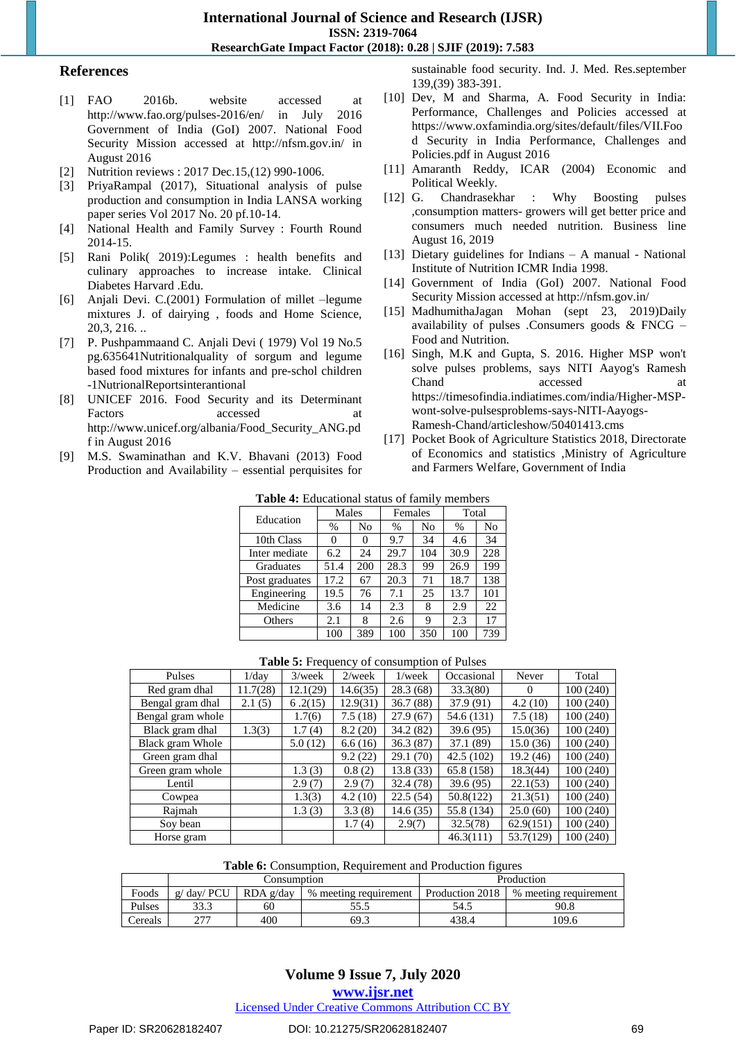## References

[1] FAO 2016b. website accessed at http://www.fao.org/pulses-2016/en/ in July 2016 Government of India (GoI) 2007. National Food Security Mission accessed at http://nfsm.gov.in/ in August 2016

[2] Nutrition reviews : 2017 Dec.15,(12) 990-1006.

[3] PriyaRampal (2017), Situational analysis of pulse production and consumption in India LANSA working paper series Vol 2017 No. 20 pf.10-14.

[4] National Health and Family Survey : Fourth Round 2014-15.

[5] Rani Polik( 2019):Legumes : health benefits and culinary approaches to increase intake. Clinical Diabetes Harvard .Edu.

[6] Anjali Devi. C.(2001) Formulation of millet –legume mixtures J. of dairying , foods and Home Science, 20,3, 216. ..

[7] P. Pushpammaand C. Anjali Devi ( 1979) Vol 19 No.5 pg.635641Nutritionalquality of sorgum and legume based food mixtures for infants and pre-schol children -1NutrionalReportsinterantional

[8] UNICEF 2016. Food Security and its Determinant Factors accessed at http://www.unicef.org/albania/Food_Security_ANG.pdf in August 2016

[9] M.S. Swaminathan and K.V. Bhavani (2013) Food Production and Availability – essential perquisites for sustainable food security. Ind. J. Med. Res.september 139,(39) 383-391.

[10] Dev, M and Sharma, A. Food Security in India: Performance, Challenges and Policies accessed at https://www.oxfamindia.org/sites/default/files/VII.Food Security in India Performance, Challenges and Policies.pdf in August 2016

[11] Amaranth Reddy, ICAR (2004) Economic and Political Weekly.

[12] G. Chandrasekhar : Why Boosting pulses ,consumption matters- growers will get better price and consumers much needed nutrition. Business line August 16, 2019

[13] Dietary guidelines for Indians – A manual - National Institute of Nutrition ICMR India 1998.

[14] Government of India (GoI) 2007. National Food Security Mission accessed at http://nfsm.gov.in/

[15] MadhumithaJagan Mohan (sept 23, 2019)Daily availability of pulses .Consumers goods & FNCG – Food and Nutrition.

[16] Singh, M.K and Gupta, S. 2016. Higher MSP won't solve pulses problems, says NITI Aayog's Ramesh Chand accessed at https://timesofindia.indiatimes.com/india/Higher-MSP-wont-solve-pulsesproblems-says-NITI-Aayogs-Ramesh-Chand/articleshow/50401413.cms

[17] Pocket Book of Agriculture Statistics 2018, Directorate of Economics and statistics ,Ministry of Agriculture and Farmers Welfare, Government of India

**Table 4:** Educational status of family members

| Education | Males | | Females | | Total | |
|---|---|---|---|---|---|---|
| | % | No | % | No | % | No |
| 10th Class | 0 | 0 | 9.7 | 34 | 4.6 | 34 |
| Inter mediate | 6.2 | 24 | 29.7 | 104 | 30.9 | 228 |
| Graduates | 51.4 | 200 | 28.3 | 99 | 26.9 | 199 |
| Post graduates | 17.2 | 67 | 20.3 | 71 | 18.7 | 138 |
| Engineering | 19.5 | 76 | 7.1 | 25 | 13.7 | 101 |
| Medicine | 3.6 | 14 | 2.3 | 8 | 2.9 | 22 |
| Others | 2.1 | 8 | 2.6 | 9 | 2.3 | 17 |
| | 100 | 389 | 100 | 350 | 100 | 739 |

**Table 5:** Frequency of consumption of Pulses

| Pulses | 1/day | 3/week | 2/week | 1/week | Occasional | Never | Total |
|---|---|---|---|---|---|---|---|
| Red gram dhal | 11.7(28) | 12.1(29) | 14.6(35) | 28.3 (68) | 33.3(80) | 0 | 100 (240) |
| Bengal gram dhal | 2.1 (5) | 6 .2(15) | 12.9(31) | 36.7 (88) | 37.9 (91) | 4.2 (10) | 100 (240) |
| Bengal gram whole | | 1.7(6) | 7.5 (18) | 27.9 (67) | 54.6 (131) | 7.5 (18) | 100 (240) |
| Black gram dhal | 1.3(3) | 1.7 (4) | 8.2 (20) | 34.2 (82) | 39.6 (95) | 15.0(36) | 100 (240) |
| Black gram Whole | | 5.0 (12) | 6.6 (16) | 36.3 (87) | 37.1 (89) | 15.0 (36) | 100 (240) |
| Green gram dhal | | | 9.2 (22) | 29.1 (70) | 42.5 (102) | 19.2 (46) | 100 (240) |
| Green gram whole | | 1.3 (3) | 0.8 (2) | 13.8 (33) | 65.8 (158) | 18.3(44) | 100 (240) |
| Lentil | | 2.9 (7) | 2.9 (7) | 32.4 (78) | 39.6 (95) | 22.1(53) | 100 (240) |
| Cowpea | | 1.3(3) | 4.2 (10) | 22.5 (54) | 50.8(122) | 21.3(51) | 100 (240) |
| Rajmah | | 1.3 (3) | 3.3 (8) | 14.6 (35) | 55.8 (134) | 25.0 (60) | 100 (240) |
| Soy bean | | | 1.7 (4) | 2.9(7) | 32.5(78) | 62.9(151) | 100 (240) |
| Horse gram | | | | | 46.3(111) | 53.7(129) | 100 (240) |

**Table 6:** Consumption, Requirement and Production figures

| | Consumption | | | Production | |
|---|---|---|---|---|---|
| Foods | g/ day/ PCU | RDA g/day | % meeting requirement | Production 2018 | % meeting requirement |
| Pulses | 33.3 | 60 | 55.5 | 54.5 | 90.8 |
| Cereals | 277 | 400 | 69.3 | 438.4 | 109.6 |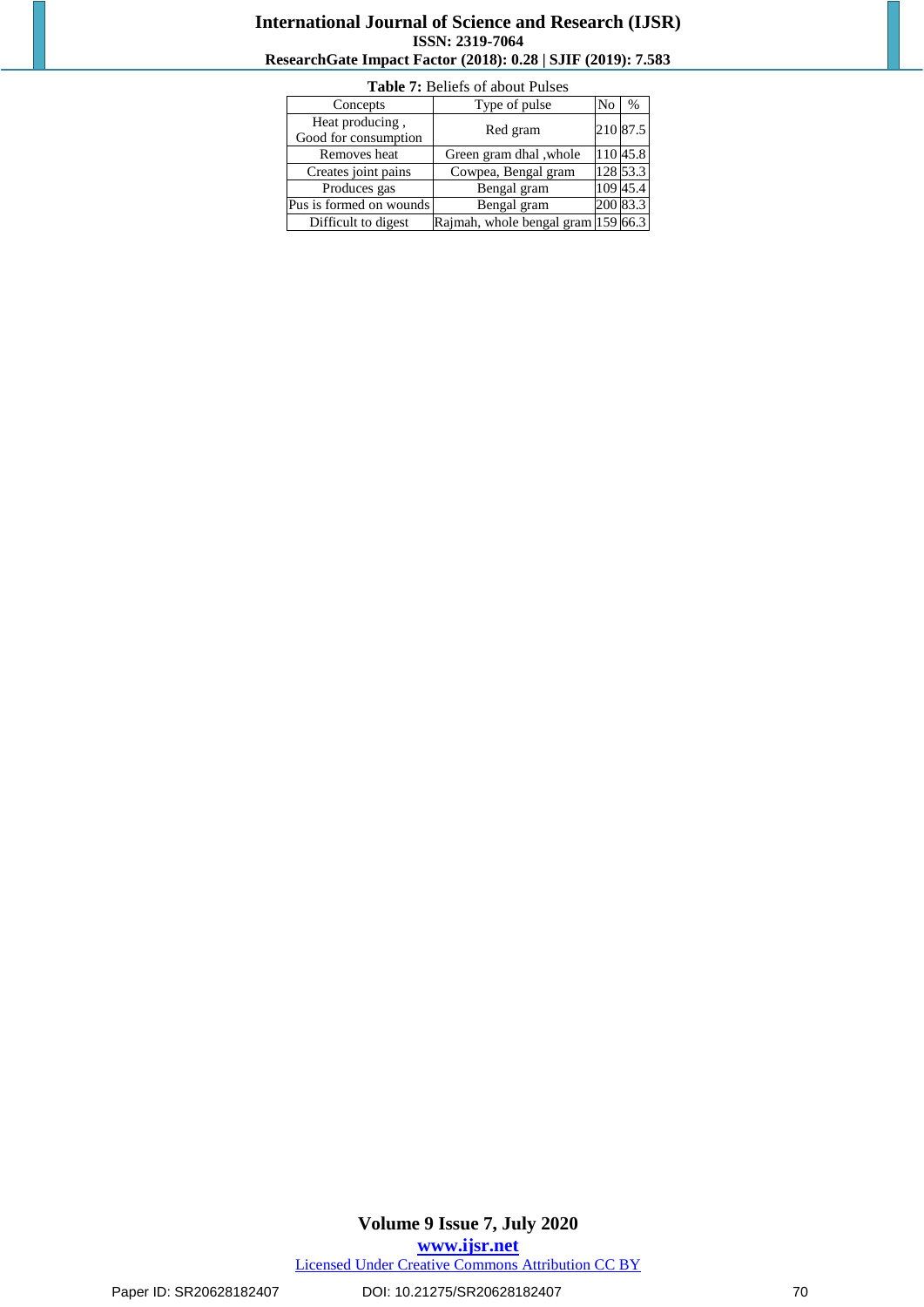**Table 7:** Beliefs of about Pulses

| Concepts | Type of pulse | No | % |
|---|---|---|---|
| Heat producing , Good for consumption | Red gram | 210 | 87.5 |
| Removes heat | Green gram dhal ,whole | 110 | 45.8 |
| Creates joint pains | Cowpea, Bengal gram | 128 | 53.3 |
| Produces gas | Bengal gram | 109 | 45.4 |
| Pus is formed on wounds | Bengal gram | 200 | 83.3 |
| Difficult to digest | Rajmah, whole bengal gram | 159 | 66.3 |